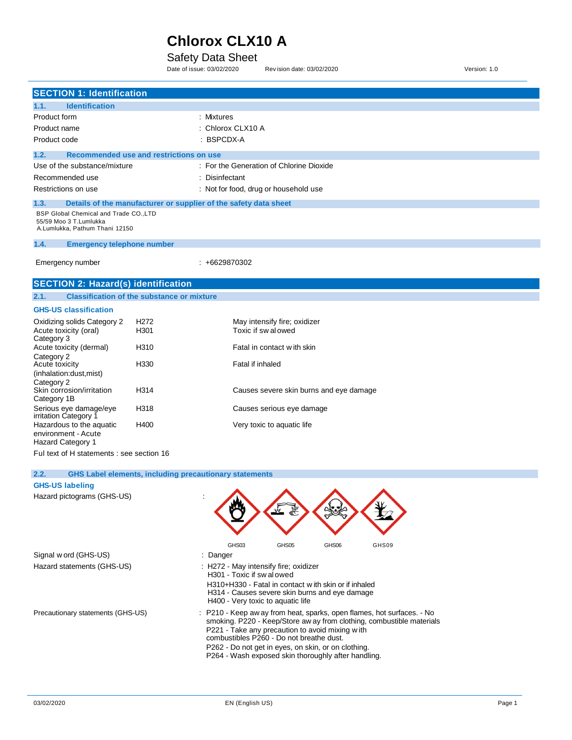# Chlorox CLX10 A

Safety Data Sheet

Date of issue: 03/02/2020 Revision date: 03/02/2020 Version: 1.0

## SECTION 1: Identification

### 1.1. Identification

| | |
|---|---|
| Product form | : Mixtures |
| Product name | : Chlorox CLX10 A |
| Product code | : BSPCDX-A |

### 1.2. Recommended use and restrictions on use

| | |
|---|---|
| Use of the substance/mixture | : For the Generation of Chlorine Dioxide |
| Recommended use | : Disinfectant |
| Restrictions on use | : Not for food, drug or household use |

### 1.3. Details of the manufacturer or supplier of the safety data sheet

BSP Global Chemical and Trade CO.,LTD
55/59 Moo 3 T.Lumlukka
A.Lumlukka, Pathum Thani 12150

### 1.4. Emergency telephone number

| | |
|---|---|
| Emergency number | : +6629870302 |

## SECTION 2: Hazard(s) identification

### 2.1. Classification of the substance or mixture

**GHS-US classification**

| | | |
|---|---|---|
| Oxidizing solids Category 2 | H272 | May intensify fire; oxidizer |
| Acute toxicity (oral) Category 3 | H301 | Toxic if swalowed |
| Acute toxicity (dermal) Category 2 | H310 | Fatal in contact with skin |
| Acute toxicity (inhalation:dust,mist) Category 2 | H330 | Fatal if inhaled |
| Skin corrosion/irritation Category 1B | H314 | Causes severe skin burns and eye damage |
| Serious eye damage/eye irritation Category 1 | H318 | Causes serious eye damage |
| Hazardous to the aquatic environment - Acute Hazard Category 1 | H400 | Very toxic to aquatic life |

Ful text of H statements : see section 16

### 2.2. GHS Label elements, including precautionary statements

**GHS-US labeling**

Hazard pictograms (GHS-US) :

GHS03 GHS05 GHS06 GHS09

Signal word (GHS-US) : Danger

Hazard statements (GHS-US) :
H272 - May intensify fire; oxidizer
H301 - Toxic if swalowed
H310+H330 - Fatal in contact with skin or if inhaled
H314 - Causes severe skin burns and eye damage
H400 - Very toxic to aquatic life

Precautionary statements (GHS-US) :
P210 - Keep away from heat, sparks, open flames, hot surfaces. - No smoking. P220 - Keep/Store away from clothing, combustible materials
P221 - Take any precaution to avoid mixing with combustibles P260 - Do not breathe dust.
P262 - Do not get in eyes, on skin, or on clothing.
P264 - Wash exposed skin thoroughly after handling.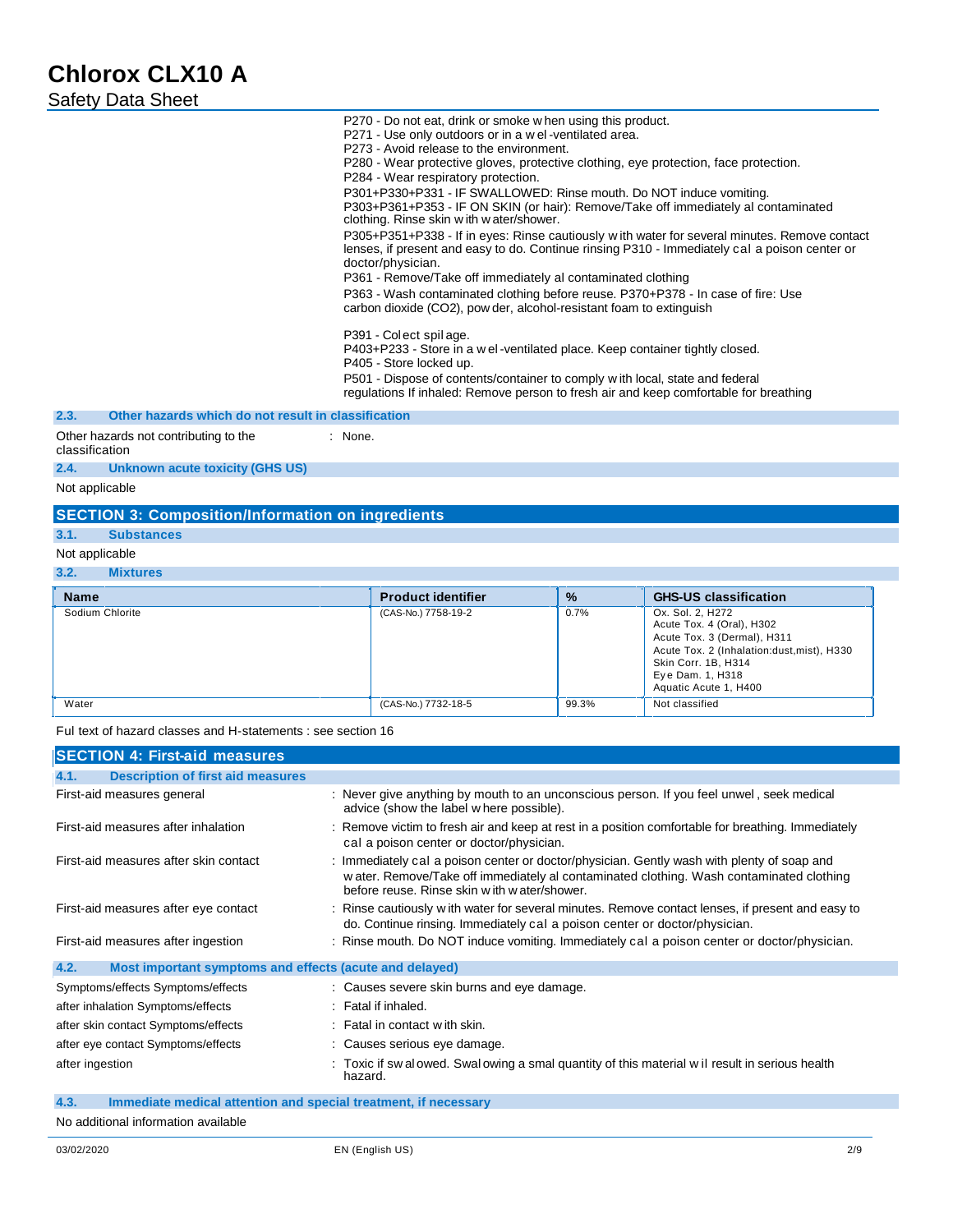P270 - Do not eat, drink or smoke when using this product.
P271 - Use only outdoors or in a wel-ventilated area.
P273 - Avoid release to the environment.
P280 - Wear protective gloves, protective clothing, eye protection, face protection.
P284 - Wear respiratory protection.
P301+P330+P331 - IF SWALLOWED: Rinse mouth. Do NOT induce vomiting.
P303+P361+P353 - IF ON SKIN (or hair): Remove/Take off immediately al contaminated clothing. Rinse skin with water/shower.
P305+P351+P338 - If in eyes: Rinse cautiously with water for several minutes. Remove contact lenses, if present and easy to do. Continue rinsing P310 - Immediately cal a poison center or doctor/physician.
P361 - Remove/Take off immediately al contaminated clothing
P363 - Wash contaminated clothing before reuse. P370+P378 - In case of fire: Use carbon dioxide ($CO_2$), powder, alcohol-resistant foam to extinguish

P391 - Colect spilage.
P403+P233 - Store in a wel-ventilated place. Keep container tightly closed.
P405 - Store locked up.
P501 - Dispose of contents/container to comply with local, state and federal regulations If inhaled: Remove person to fresh air and keep comfortable for breathing

### 2.3. Other hazards which do not result in classification

Other hazards not contributing to the classification : None.

### 2.4. Unknown acute toxicity (GHS US)

Not applicable

## SECTION 3: Composition/Information on ingredients

### 3.1. Substances

Not applicable

### 3.2. Mixtures

| Name | Product identifier | % | GHS-US classification |
|---|---|---|---|
| Sodium Chlorite | (CAS-No.) 7758-19-2 | 0.7% | Ox. Sol. 2, H272<br>Acute Tox. 4 (Oral), H302<br>Acute Tox. 3 (Dermal), H311<br>Acute Tox. 2 (Inhalation:dust,mist), H330<br>Skin Corr. 1B, H314<br>Eye Dam. 1, H318<br>Aquatic Acute 1, H400 |
| Water | (CAS-No.) 7732-18-5 | 99.3% | Not classified |

Ful text of hazard classes and H-statements : see section 16

## SECTION 4: First-aid measures

### 4.1. Description of first aid measures

First-aid measures general : Never give anything by mouth to an unconscious person. If you feel unwel, seek medical advice (show the label where possible).

First-aid measures after inhalation : Remove victim to fresh air and keep at rest in a position comfortable for breathing. Immediately cal a poison center or doctor/physician.

First-aid measures after skin contact : Immediately cal a poison center or doctor/physician. Gently wash with plenty of soap and water. Remove/Take off immediately al contaminated clothing. Wash contaminated clothing before reuse. Rinse skin with water/shower.

First-aid measures after eye contact : Rinse cautiously with water for several minutes. Remove contact lenses, if present and easy to do. Continue rinsing. Immediately cal a poison center or doctor/physician.

First-aid measures after ingestion : Rinse mouth. Do NOT induce vomiting. Immediately cal a poison center or doctor/physician.

### 4.2. Most important symptoms and effects (acute and delayed)

Symptoms/effects Symptoms/effects : Causes severe skin burns and eye damage.

after inhalation Symptoms/effects : Fatal if inhaled.

after skin contact Symptoms/effects : Fatal in contact with skin.

after eye contact Symptoms/effects : Causes serious eye damage.

after ingestion : Toxic if swalowed. Swalowing a smal quantity of this material wil result in serious health hazard.

### 4.3. Immediate medical attention and special treatment, if necessary

No additional information available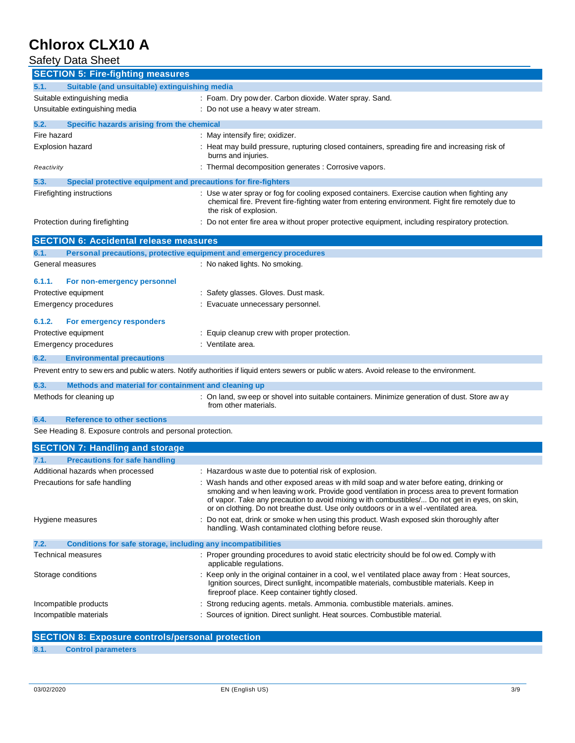## SECTION 5: Fire-fighting measures

### 5.1. Suitable (and unsuitable) extinguishing media

| | |
|---|---|
| Suitable extinguishing media | : Foam. Dry powder. Carbon dioxide. Water spray. Sand. |
| Unsuitable extinguishing media | : Do not use a heavy water stream. |

### 5.2. Specific hazards arising from the chemical

| | |
|---|---|
| Fire hazard | : May intensify fire; oxidizer. |
| Explosion hazard | : Heat may build pressure, rupturing closed containers, spreading fire and increasing risk of burns and injuries. |
| *Reactivity* | : Thermal decomposition generates : Corrosive vapors. |

### 5.3. Special protective equipment and precautions for fire-fighters

| | |
|---|---|
| Firefighting instructions | : Use water spray or fog for cooling exposed containers. Exercise caution when fighting any chemical fire. Prevent fire-fighting water from entering environment. Fight fire remotely due to the risk of explosion. |
| Protection during firefighting | : Do not enter fire area without proper protective equipment, including respiratory protection. |

## SECTION 6: Accidental release measures

### 6.1. Personal precautions, protective equipment and emergency procedures

| | |
|---|---|
| General measures | : No naked lights. No smoking. |

#### 6.1.1. For non-emergency personnel

| | |
|---|---|
| Protective equipment | : Safety glasses. Gloves. Dust mask. |
| Emergency procedures | : Evacuate unnecessary personnel. |

#### 6.1.2. For emergency responders

| | |
|---|---|
| Protective equipment | : Equip cleanup crew with proper protection. |
| Emergency procedures | : Ventilate area. |

### 6.2. Environmental precautions

Prevent entry to sewers and public waters. Notify authorities if liquid enters sewers or public waters. Avoid release to the environment.

### 6.3. Methods and material for containment and cleaning up

| | |
|---|---|
| Methods for cleaning up | : On land, sweep or shovel into suitable containers. Minimize generation of dust. Store away from other materials. |

### 6.4. Reference to other sections

See Heading 8. Exposure controls and personal protection.

## SECTION 7: Handling and storage

### 7.1. Precautions for safe handling

| | |
|---|---|
| Additional hazards when processed | : Hazardous waste due to potential risk of explosion. |
| Precautions for safe handling | : Wash hands and other exposed areas with mild soap and water before eating, drinking or smoking and when leaving work. Provide good ventilation in process area to prevent formation of vapor. Take any precaution to avoid mixing with combustibles/... Do not get in eyes, on skin, or on clothing. Do not breathe dust. Use only outdoors or in a wel-ventilated area. |
| Hygiene measures | : Do not eat, drink or smoke when using this product. Wash exposed skin thoroughly after handling. Wash contaminated clothing before reuse. |

### 7.2. Conditions for safe storage, including any incompatibilities

| | |
|---|---|
| Technical measures | : Proper grounding procedures to avoid static electricity should be folowed. Comply with applicable regulations. |
| Storage conditions | : Keep only in the original container in a cool, wel ventilated place away from : Heat sources, Ignition sources, Direct sunlight, incompatible materials, combustible materials. Keep in fireproof place. Keep container tightly closed. |
| Incompatible products | : Strong reducing agents. metals. Ammonia. combustible materials. amines. |
| Incompatible materials | : Sources of ignition. Direct sunlight. Heat sources. Combustible material. |

## SECTION 8: Exposure controls/personal protection

### 8.1. Control parameters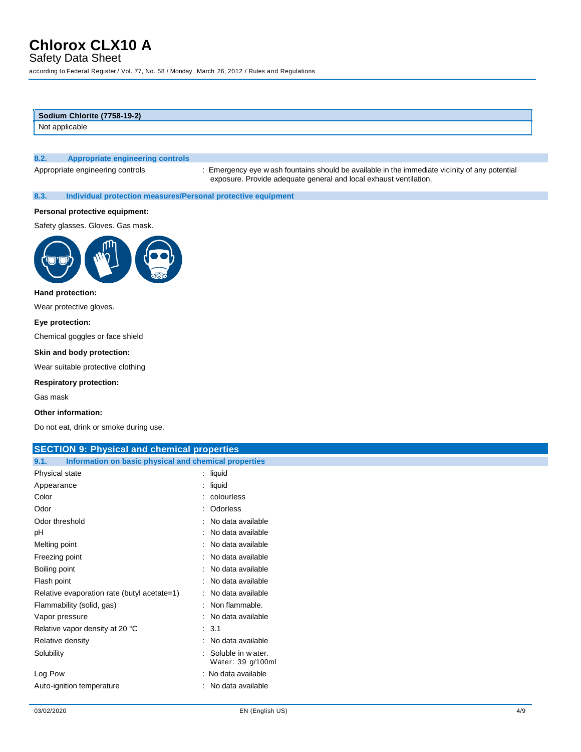| Sodium Chlorite (7758-19-2) |
| --- |
| Not applicable |

### 8.2. Appropriate engineering controls

Appropriate engineering controls : Emergency eye wash fountains should be available in the immediate vicinity of any potential exposure. Provide adequate general and local exhaust ventilation.

### 8.3. Individual protection measures/Personal protective equipment

**Personal protective equipment:**

Safety glasses. Gloves. Gas mask.

**Hand protection:**

Wear protective gloves.

**Eye protection:**

Chemical goggles or face shield

**Skin and body protection:**

Wear suitable protective clothing

**Respiratory protection:**

Gas mask

**Other information:**

Do not eat, drink or smoke during use.

## SECTION 9: Physical and chemical properties

### 9.1. Information on basic physical and chemical properties

| Property | Value |
| --- | --- |
| Physical state | liquid |
| Appearance | liquid |
| Color | colourless |
| Odor | Odorless |
| Odor threshold | No data available |
| pH | No data available |
| Melting point | No data available |
| Freezing point | No data available |
| Boiling point | No data available |
| Flash point | No data available |
| Relative evaporation rate (butyl acetate=1) | No data available |
| Flammability (solid, gas) | Non flammable. |
| Vapor pressure | No data available |
| Relative vapor density at 20 °C | 3.1 |
| Relative density | No data available |
| Solubility | Soluble in water. Water: 39 g/100ml |
| Log Pow | No data available |
| Auto-ignition temperature | No data available |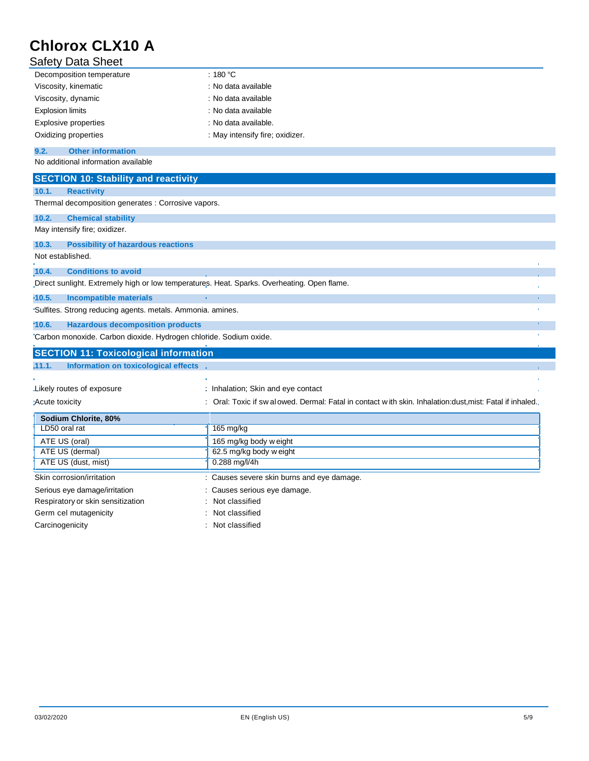| | |
|---|---|
| Decomposition temperature | : 180 °C |
| Viscosity, kinematic | : No data available |
| Viscosity, dynamic | : No data available |
| Explosion limits | : No data available |
| Explosive properties | : No data available. |
| Oxidizing properties | : May intensify fire; oxidizer. |

### 9.2. Other information

No additional information available

## SECTION 10: Stability and reactivity

### 10.1. Reactivity

Thermal decomposition generates : Corrosive vapors.

### 10.2. Chemical stability

May intensify fire; oxidizer.

### 10.3. Possibility of hazardous reactions

Not established.

### 10.4. Conditions to avoid

Direct sunlight. Extremely high or low temperatures. Heat. Sparks. Overheating. Open flame.

### 10.5. Incompatible materials

Sulfites. Strong reducing agents. metals. Ammonia. amines.

### 10.6. Hazardous decomposition products

Carbon monoxide. Carbon dioxide. Hydrogen chloride. Sodium oxide.

## SECTION 11: Toxicological information

### 11.1. Information on toxicological effects

| | |
|---|---|
| Likely routes of exposure | : Inhalation; Skin and eye contact |
| Acute toxicity | : Oral: Toxic if swallowed. Dermal: Fatal in contact with skin. Inhalation:dust,mist: Fatal if inhaled. |

| **Sodium Chlorite, 80%** | |
|---|---|
| LD50 oral rat | 165 mg/kg |
| ATE US (oral) | 165 mg/kg body weight |
| ATE US (dermal) | 62.5 mg/kg body weight |
| ATE US (dust, mist) | 0.288 mg/l/4h |

| | |
|---|---|
| Skin corrosion/irritation | : Causes severe skin burns and eye damage. |
| Serious eye damage/irritation | : Causes serious eye damage. |
| Respiratory or skin sensitization | : Not classified |
| Germ cel mutagenicity | : Not classified |
| Carcinogenicity | : Not classified |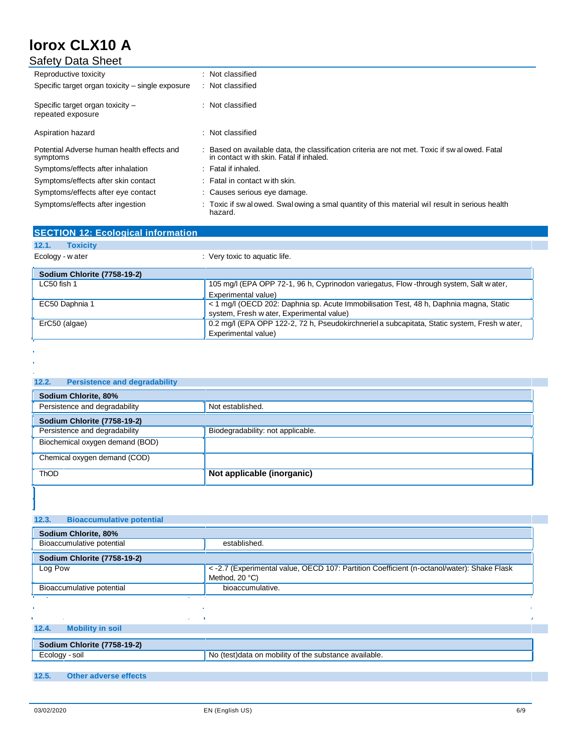| | |
|---|---|
| Reproductive toxicity | : Not classified |
| Specific target organ toxicity – single exposure | : Not classified |
| Specific target organ toxicity – repeated exposure | : Not classified |
| Aspiration hazard | : Not classified |
| Potential Adverse human health effects and symptoms | : Based on available data, the classification criteria are not met. Toxic if swalowed. Fatal in contact with skin. Fatal if inhaled. |
| Symptoms/effects after inhalation | : Fatal if inhaled. |
| Symptoms/effects after skin contact | : Fatal in contact with skin. |
| Symptoms/effects after eye contact | : Causes serious eye damage. |
| Symptoms/effects after ingestion | : Toxic if swalowed. Swalowing a smal quantity of this material wil result in serious health hazard. |

## SECTION 12: Ecological information

### 12.1. Toxicity

Ecology - water : Very toxic to aquatic life.

| Sodium Chlorite (7758-19-2) | |
|---|---|
| LC50 fish 1 | 105 mg/l (EPA OPP 72-1, 96 h, Cyprinodon variegatus, Flow-through system, Salt water, Experimental value) |
| EC50 Daphnia 1 | < 1 mg/l (OECD 202: Daphnia sp. Acute Immobilisation Test, 48 h, Daphnia magna, Static system, Fresh water, Experimental value) |
| ErC50 (algae) | 0.2 mg/l (EPA OPP 122-2, 72 h, Pseudokirchneriel a subcapitata, Static system, Fresh water, Experimental value) |

### 12.2. Persistence and degradability

| Sodium Chlorite, 80% | |
|---|---|
| Persistence and degradability | Not established. |

| Sodium Chlorite (7758-19-2) | |
|---|---|
| Persistence and degradability | Biodegradability: not applicable. |
| Biochemical oxygen demand (BOD) | |
| Chemical oxygen demand (COD) | |
| ThOD | **Not applicable (inorganic)** |

### 12.3. Bioaccumulative potential

| Sodium Chlorite, 80% | |
|---|---|
| Bioaccumulative potential | established. |

| Sodium Chlorite (7758-19-2) | |
|---|---|
| Log Pow | < -2.7 (Experimental value, OECD 107: Partition Coefficient (n-octanol/water): Shake Flask Method, 20 °C) |
| Bioaccumulative potential | bioaccumulative. |

### 12.4. Mobility in soil

| Sodium Chlorite (7758-19-2) | |
|---|---|
| Ecology - soil | No (test)data on mobility of the substance available. |

### 12.5. Other adverse effects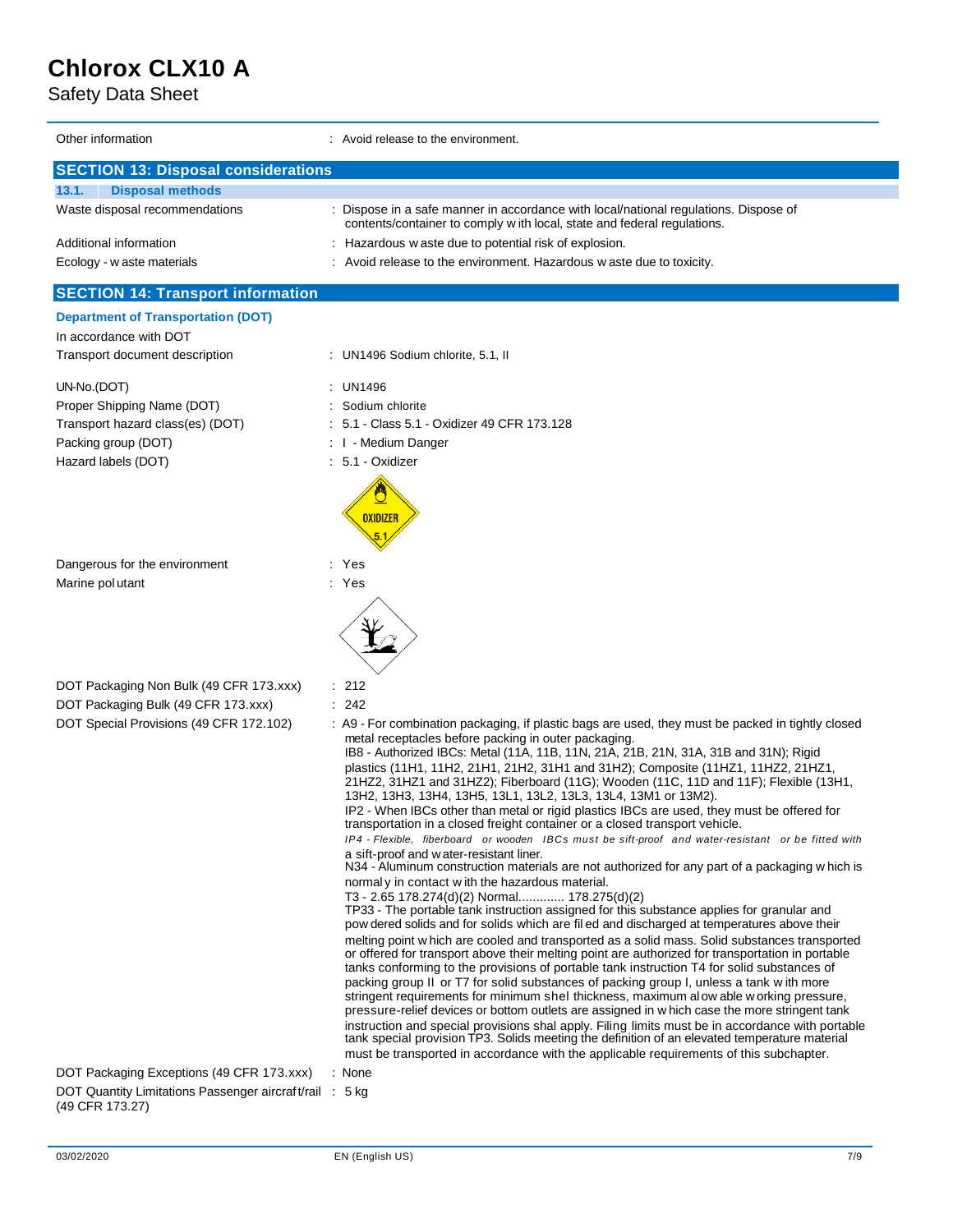Other information : Avoid release to the environment.

## SECTION 13: Disposal considerations

### 13.1. Disposal methods

Waste disposal recommendations : Dispose in a safe manner in accordance with local/national regulations. Dispose of contents/container to comply with local, state and federal regulations.

Additional information : Hazardous waste due to potential risk of explosion.

Ecology - waste materials : Avoid release to the environment. Hazardous waste due to toxicity.

## SECTION 14: Transport information

### Department of Transportation (DOT)

In accordance with DOT

Transport document description : UN1496 Sodium chlorite, 5.1, II

UN-No.(DOT) : UN1496

Proper Shipping Name (DOT) : Sodium chlorite

Transport hazard class(es) (DOT) : 5.1 - Class 5.1 - Oxidizer 49 CFR 173.128

Packing group (DOT) : I - Medium Danger

Hazard labels (DOT) : 5.1 - Oxidizer

Dangerous for the environment : Yes

Marine polutant : Yes

DOT Packaging Non Bulk (49 CFR 173.xxx) : 212

DOT Packaging Bulk (49 CFR 173.xxx) : 242

DOT Special Provisions (49 CFR 172.102) : A9 - For combination packaging, if plastic bags are used, they must be packed in tightly closed metal receptacles before packing in outer packaging.
IB8 - Authorized IBCs: Metal (11A, 11B, 11N, 21A, 21B, 21N, 31A, 31B and 31N); Rigid plastics (11H1, 11H2, 21H1, 21H2, 31H1 and 31H2); Composite (11HZ1, 11HZ2, 21HZ1, 21HZ2, 31HZ1 and 31HZ2); Fiberboard (11G); Wooden (11C, 11D and 11F); Flexible (13H1, 13H2, 13H3, 13H4, 13H5, 13L1, 13L2, 13L3, 13L4, 13M1 or 13M2).
IP2 - When IBCs other than metal or rigid plastics IBCs are used, they must be offered for transportation in a closed freight container or a closed transport vehicle.
IP4 - Flexible, fiberboard or wooden IBCs must be sift-proof and water-resistant or be fitted with a sift-proof and water-resistant liner.
N34 - Aluminum construction materials are not authorized for any part of a packaging which is normaly in contact with the hazardous material.
T3 - 2.65 178.274(d)(2) Normal............. 178.275(d)(2)
TP33 - The portable tank instruction assigned for this substance applies for granular and powdered solids and for solids which are filed and discharged at temperatures above their melting point which are cooled and transported as a solid mass. Solid substances transported or offered for transport above their melting point are authorized for transportation in portable tanks conforming to the provisions of portable tank instruction T4 for solid substances of packing group II or T7 for solid substances of packing group I, unless a tank with more stringent requirements for minimum shel thickness, maximum alowable working pressure, pressure-relief devices or bottom outlets are assigned in which case the more stringent tank instruction and special provisions shal apply. Filing limits must be in accordance with portable tank special provision TP3. Solids meeting the definition of an elevated temperature material must be transported in accordance with the applicable requirements of this subchapter.

DOT Packaging Exceptions (49 CFR 173.xxx) : None

DOT Quantity Limitations Passenger aircraft/rail (49 CFR 173.27) : 5 kg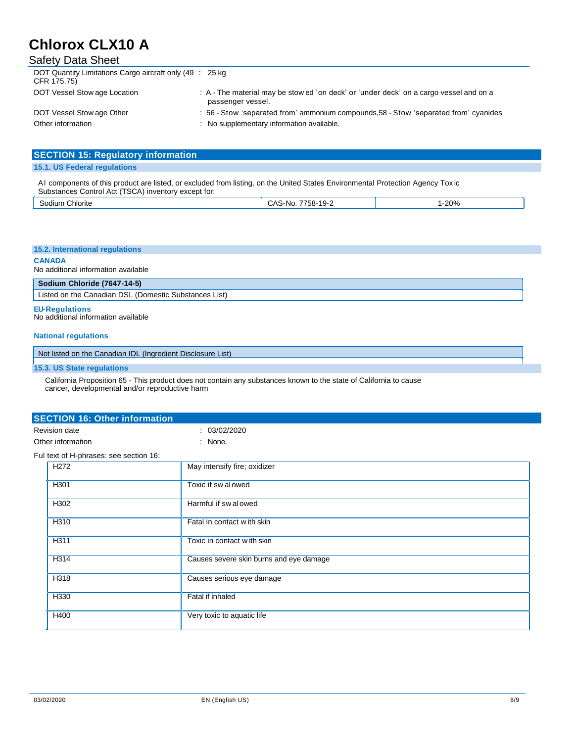| | |
|---|---|
| DOT Quantity Limitations Cargo aircraft only (49 CFR 175.75) | : 25 kg |
| DOT Vessel Stow age Location | : A - The material may be stow ed 'on deck' or 'under deck' on a cargo vessel and on a passenger vessel. |
| DOT Vessel Stow age Other | : 56 - Stow 'separated from' ammonium compounds,58 - Stow 'separated from' cyanides |
| Other information | : No supplementary information available. |

## SECTION 15: Regulatory information

### 15.1. US Federal regulations

Al components of this product are listed, or excluded from listing, on the United States Environmental Protection Agency Tox ic Substances Control Act (TSCA) inventory except for:

| | | |
|---|---|---|
| Sodium Chlorite | CAS-No. 7758-19-2 | 1-20% |

### 15.2. International regulations

**CANADA**

No additional information available

| Sodium Chloride (7647-14-5) |
|---|
| Listed on the Canadian DSL (Domestic Substances List) |

**EU-Regulations**

No additional information available

**National regulations**

| Not listed on the Canadian IDL (Ingredient Disclosure List) |
|---|

### 15.3. US State regulations

California Proposition 65 - This product does not contain any substances known to the state of California to cause cancer, developmental and/or reproductive harm

## SECTION 16: Other information

| | |
|---|---|
| Revision date | : 03/02/2020 |
| Other information | : None. |

Ful text of H-phrases: see section 16:

| | |
|---|---|
| H272 | May intensify fire; oxidizer |
| H301 | Toxic if sw al owed |
| H302 | Harmful if sw al owed |
| H310 | Fatal in contact w ith skin |
| H311 | Toxic in contact w ith skin |
| H314 | Causes severe skin burns and eye damage |
| H318 | Causes serious eye damage |
| H330 | Fatal if inhaled |
| H400 | Very toxic to aquatic life |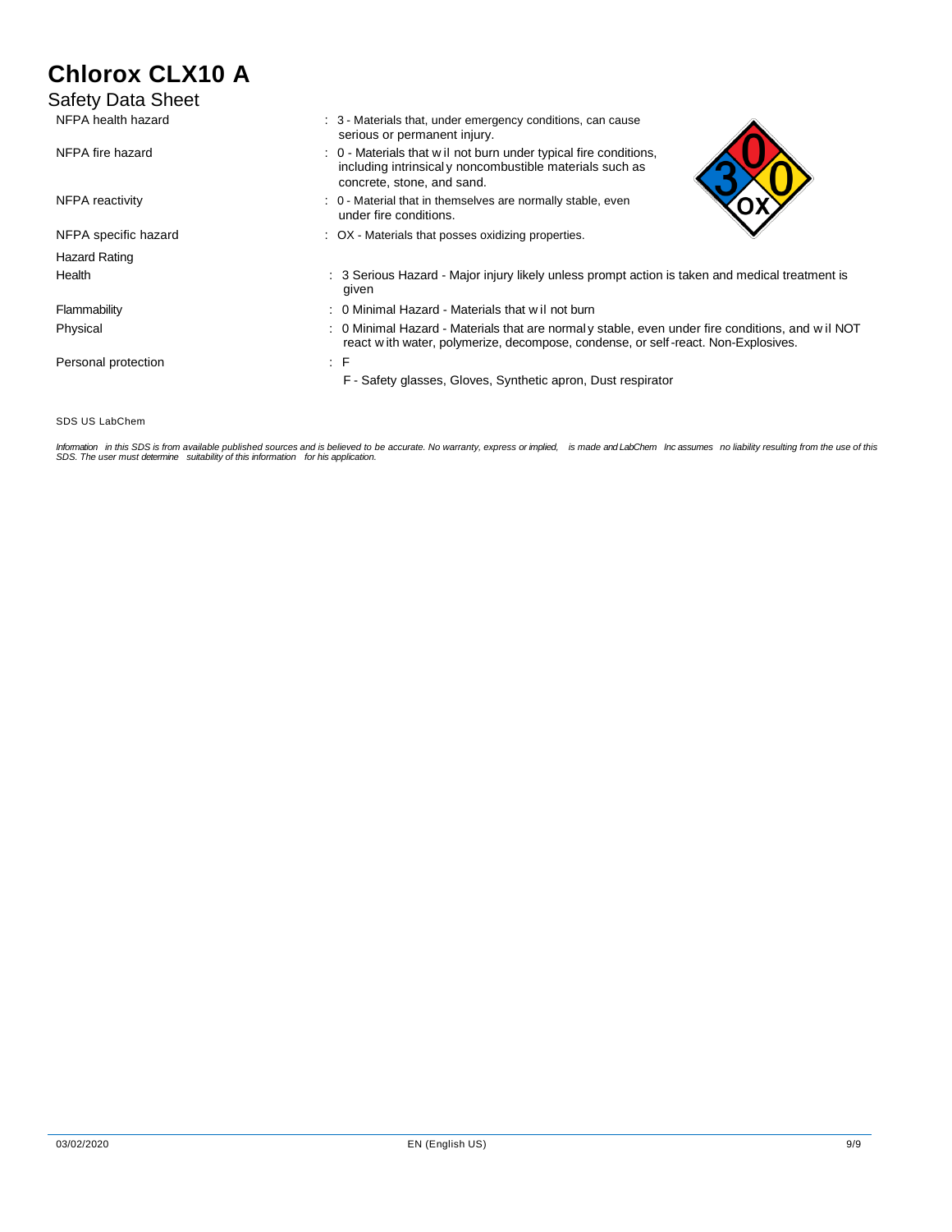| | |
|---|---|
| NFPA health hazard | : 3 - Materials that, under emergency conditions, can cause serious or permanent injury. |
| NFPA fire hazard | : 0 - Materials that w il not burn under typical fire conditions, including intrinsicaly noncombustible materials such as concrete, stone, and sand. |
| NFPA reactivity | : 0 - Material that in themselves are normally stable, even under fire conditions. |
| NFPA specific hazard | : OX - Materials that posses oxidizing properties. |

3
0
0
OX

Hazard Rating

| | |
|---|---|
| Health | : 3 Serious Hazard - Major injury likely unless prompt action is taken and medical treatment is given |
| Flammability | : 0 Minimal Hazard - Materials that w il not burn |
| Physical | : 0 Minimal Hazard - Materials that are normaly stable, even under fire conditions, and w il NOT react w ith water, polymerize, decompose, condense, or self-react. Non-Explosives. |
| Personal protection | : F |
| | F - Safety glasses, Gloves, Synthetic apron, Dust respirator |

SDS US LabChem

*Information in this SDS is from available published sources and is believed to be accurate. No warranty, express or implied, is made and LabChem Inc assumes no liability resulting from the use of this SDS. The user must determine suitability of this information for his application.*